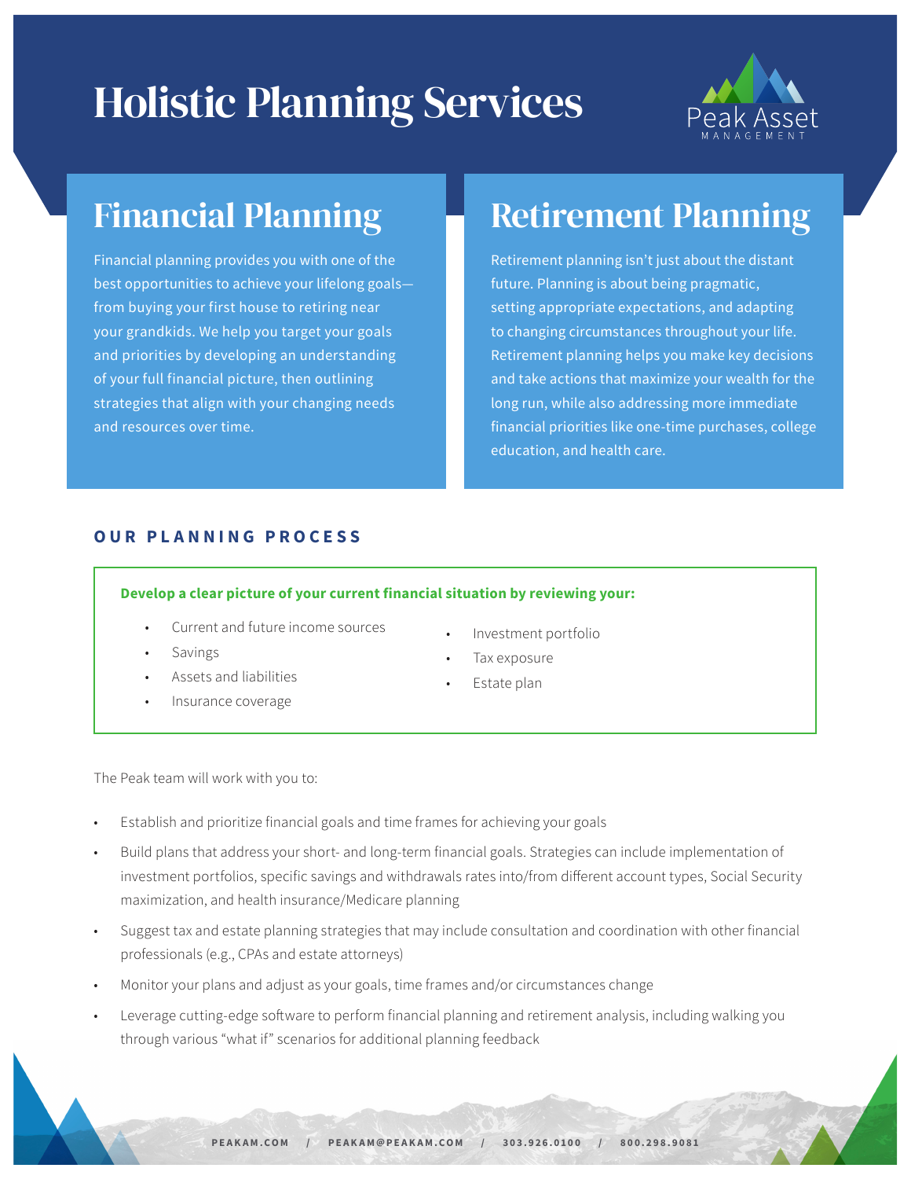# Holistic Planning Services

Peak Asset MANAGEMENT

## Financial Planning

Financial planning provides you with one of the best opportunities to achieve your lifelong goals—from buying your first house to retiring near your grandkids. We help you target your goals and priorities by developing an understanding of your full financial picture, then outlining strategies that align with your changing needs and resources over time.

## Retirement Planning

Retirement planning isn't just about the distant future. Planning is about being pragmatic, setting appropriate expectations, and adapting to changing circumstances throughout your life. Retirement planning helps you make key decisions and take actions that maximize your wealth for the long run, while also addressing more immediate financial priorities like one-time purchases, college education, and health care.

### OUR PLANNING PROCESS

**Develop a clear picture of your current financial situation by reviewing your:**

- Current and future income sources
- Savings
- Assets and liabilities
- Insurance coverage
- Investment portfolio
- Tax exposure
- Estate plan

The Peak team will work with you to:

- Establish and prioritize financial goals and time frames for achieving your goals
- Build plans that address your short- and long-term financial goals. Strategies can include implementation of investment portfolios, specific savings and withdrawals rates into/from different account types, Social Security maximization, and health insurance/Medicare planning
- Suggest tax and estate planning strategies that may include consultation and coordination with other financial professionals (e.g., CPAs and estate attorneys)
- Monitor your plans and adjust as your goals, time frames and/or circumstances change
- Leverage cutting-edge software to perform financial planning and retirement analysis, including walking you through various "what if" scenarios for additional planning feedback

PEAKAM.COM / PEAKAM@PEAKAM.COM / 303.926.0100 / 800.298.9081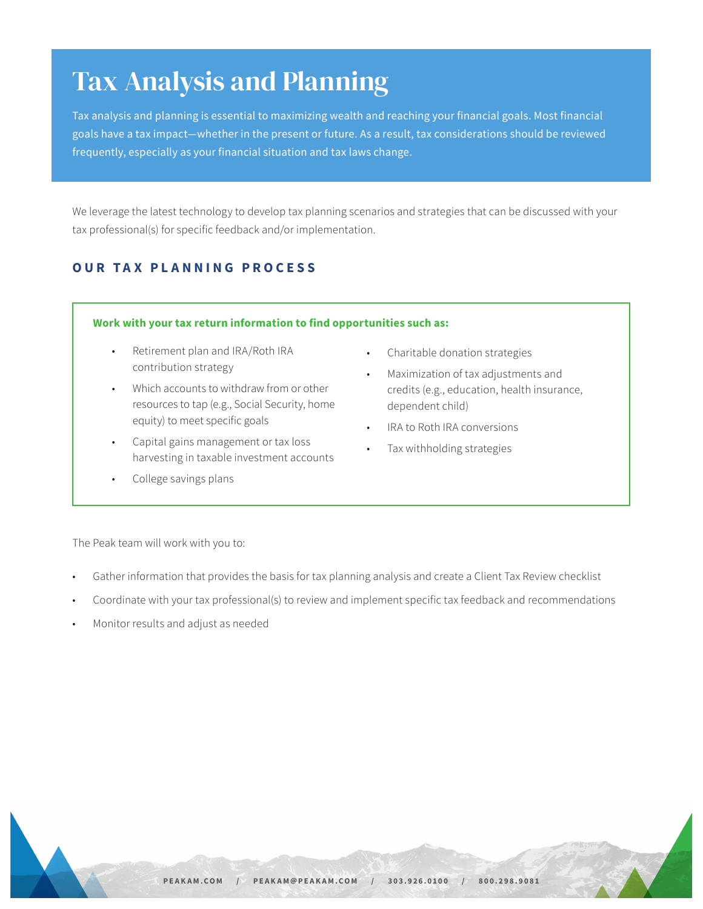# Tax Analysis and Planning

Tax analysis and planning is essential to maximizing wealth and reaching your financial goals. Most financial goals have a tax impact—whether in the present or future. As a result, tax considerations should be reviewed frequently, especially as your financial situation and tax laws change.

We leverage the latest technology to develop tax planning scenarios and strategies that can be discussed with your tax professional(s) for specific feedback and/or implementation.

## OUR TAX PLANNING PROCESS

**Work with your tax return information to find opportunities such as:**

- Retirement plan and IRA/Roth IRA contribution strategy
- Which accounts to withdraw from or other resources to tap (e.g., Social Security, home equity) to meet specific goals
- Capital gains management or tax loss harvesting in taxable investment accounts
- College savings plans
- Charitable donation strategies
- Maximization of tax adjustments and credits (e.g., education, health insurance, dependent child)
- IRA to Roth IRA conversions
- Tax withholding strategies

The Peak team will work with you to:

- Gather information that provides the basis for tax planning analysis and create a Client Tax Review checklist
- Coordinate with your tax professional(s) to review and implement specific tax feedback and recommendations
- Monitor results and adjust as needed

PEAKAM.COM / PEAKAM@PEAKAM.COM / 303.926.0100 / 800.298.9081